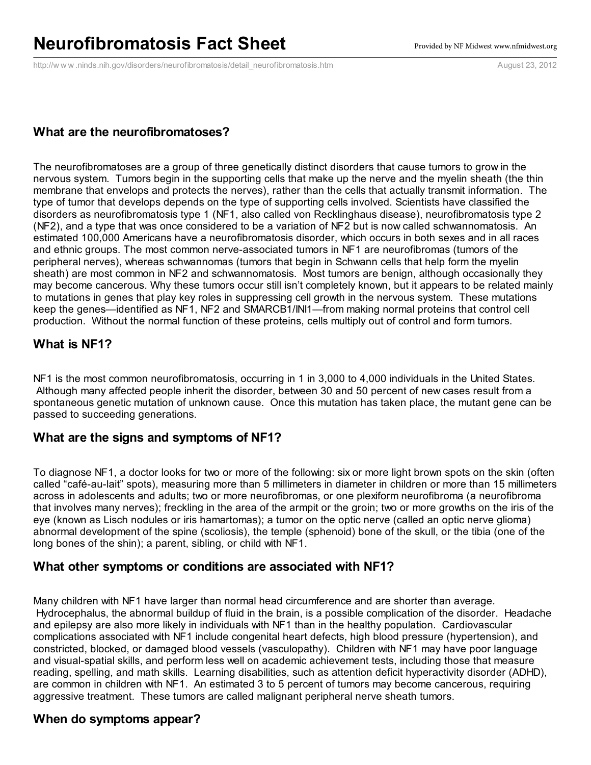# Neurofibromatosis Fact Sheet

Provided by NF Midwest www.nfmidwest.org

http://w w w .ninds.nih.gov/disorders/neurofibromatosis/detail_neurofibromatosis.htm

August 23, 2012

## What are the neurofibromatoses?

The neurofibromatoses are a group of three genetically distinct disorders that cause tumors to grow in the nervous system. Tumors begin in the supporting cells that make up the nerve and the myelin sheath (the thin membrane that envelops and protects the nerves), rather than the cells that actually transmit information. The type of tumor that develops depends on the type of supporting cells involved. Scientists have classified the disorders as neurofibromatosis type 1 (NF1, also called von Recklinghaus disease), neurofibromatosis type 2 (NF2), and a type that was once considered to be a variation of NF2 but is now called schwannomatosis. An estimated 100,000 Americans have a neurofibromatosis disorder, which occurs in both sexes and in all races and ethnic groups. The most common nerve-associated tumors in NF1 are neurofibromas (tumors of the peripheral nerves), whereas schwannomas (tumors that begin in Schwann cells that help form the myelin sheath) are most common in NF2 and schwannomatosis. Most tumors are benign, although occasionally they may become cancerous. Why these tumors occur still isn't completely known, but it appears to be related mainly to mutations in genes that play key roles in suppressing cell growth in the nervous system. These mutations keep the genes—identified as NF1, NF2 and SMARCB1/INI1—from making normal proteins that control cell production. Without the normal function of these proteins, cells multiply out of control and form tumors.

## What is NF1?

NF1 is the most common neurofibromatosis, occurring in 1 in 3,000 to 4,000 individuals in the United States. Although many affected people inherit the disorder, between 30 and 50 percent of new cases result from a spontaneous genetic mutation of unknown cause. Once this mutation has taken place, the mutant gene can be passed to succeeding generations.

## What are the signs and symptoms of NF1?

To diagnose NF1, a doctor looks for two or more of the following: six or more light brown spots on the skin (often called "café-au-lait" spots), measuring more than 5 millimeters in diameter in children or more than 15 millimeters across in adolescents and adults; two or more neurofibromas, or one plexiform neurofibroma (a neurofibroma that involves many nerves); freckling in the area of the armpit or the groin; two or more growths on the iris of the eye (known as Lisch nodules or iris hamartomas); a tumor on the optic nerve (called an optic nerve glioma) abnormal development of the spine (scoliosis), the temple (sphenoid) bone of the skull, or the tibia (one of the long bones of the shin); a parent, sibling, or child with NF1.

## What other symptoms or conditions are associated with NF1?

Many children with NF1 have larger than normal head circumference and are shorter than average. Hydrocephalus, the abnormal buildup of fluid in the brain, is a possible complication of the disorder. Headache and epilepsy are also more likely in individuals with NF1 than in the healthy population. Cardiovascular complications associated with NF1 include congenital heart defects, high blood pressure (hypertension), and constricted, blocked, or damaged blood vessels (vasculopathy). Children with NF1 may have poor language and visual-spatial skills, and perform less well on academic achievement tests, including those that measure reading, spelling, and math skills. Learning disabilities, such as attention deficit hyperactivity disorder (ADHD), are common in children with NF1. An estimated 3 to 5 percent of tumors may become cancerous, requiring aggressive treatment. These tumors are called malignant peripheral nerve sheath tumors.

## When do symptoms appear?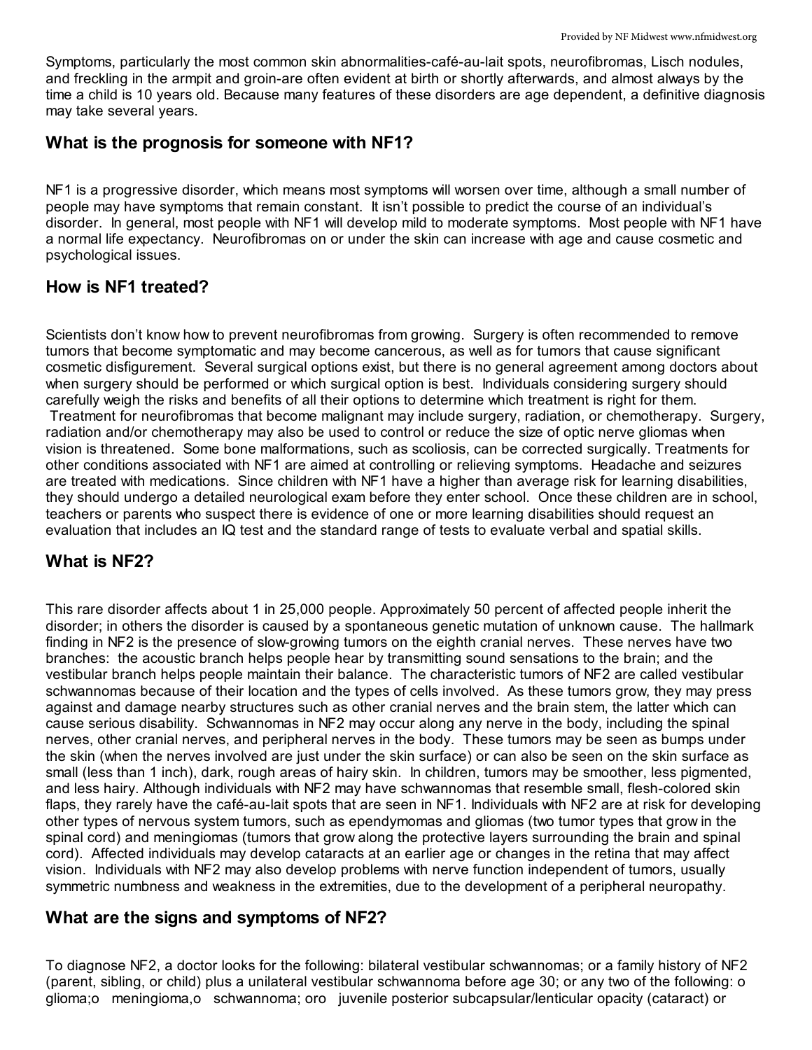Symptoms, particularly the most common skin abnormalities-café-au-lait spots, neurofibromas, Lisch nodules, and freckling in the armpit and groin-are often evident at birth or shortly afterwards, and almost always by the time a child is 10 years old. Because many features of these disorders are age dependent, a definitive diagnosis may take several years.

## What is the prognosis for someone with NF1?

NF1 is a progressive disorder, which means most symptoms will worsen over time, although a small number of people may have symptoms that remain constant. It isn't possible to predict the course of an individual's disorder. In general, most people with NF1 will develop mild to moderate symptoms. Most people with NF1 have a normal life expectancy. Neurofibromas on or under the skin can increase with age and cause cosmetic and psychological issues.

## How is NF1 treated?

Scientists don't know how to prevent neurofibromas from growing. Surgery is often recommended to remove tumors that become symptomatic and may become cancerous, as well as for tumors that cause significant cosmetic disfigurement. Several surgical options exist, but there is no general agreement among doctors about when surgery should be performed or which surgical option is best. Individuals considering surgery should carefully weigh the risks and benefits of all their options to determine which treatment is right for them. Treatment for neurofibromas that become malignant may include surgery, radiation, or chemotherapy. Surgery, radiation and/or chemotherapy may also be used to control or reduce the size of optic nerve gliomas when vision is threatened. Some bone malformations, such as scoliosis, can be corrected surgically. Treatments for other conditions associated with NF1 are aimed at controlling or relieving symptoms. Headache and seizures are treated with medications. Since children with NF1 have a higher than average risk for learning disabilities, they should undergo a detailed neurological exam before they enter school. Once these children are in school, teachers or parents who suspect there is evidence of one or more learning disabilities should request an evaluation that includes an IQ test and the standard range of tests to evaluate verbal and spatial skills.

## What is NF2?

This rare disorder affects about 1 in 25,000 people. Approximately 50 percent of affected people inherit the disorder; in others the disorder is caused by a spontaneous genetic mutation of unknown cause. The hallmark finding in NF2 is the presence of slow-growing tumors on the eighth cranial nerves. These nerves have two branches: the acoustic branch helps people hear by transmitting sound sensations to the brain; and the vestibular branch helps people maintain their balance. The characteristic tumors of NF2 are called vestibular schwannomas because of their location and the types of cells involved. As these tumors grow, they may press against and damage nearby structures such as other cranial nerves and the brain stem, the latter which can cause serious disability. Schwannomas in NF2 may occur along any nerve in the body, including the spinal nerves, other cranial nerves, and peripheral nerves in the body. These tumors may be seen as bumps under the skin (when the nerves involved are just under the skin surface) or can also be seen on the skin surface as small (less than 1 inch), dark, rough areas of hairy skin. In children, tumors may be smoother, less pigmented, and less hairy. Although individuals with NF2 may have schwannomas that resemble small, flesh-colored skin flaps, they rarely have the café-au-lait spots that are seen in NF1. Individuals with NF2 are at risk for developing other types of nervous system tumors, such as ependymomas and gliomas (two tumor types that grow in the spinal cord) and meningiomas (tumors that grow along the protective layers surrounding the brain and spinal cord). Affected individuals may develop cataracts at an earlier age or changes in the retina that may affect vision. Individuals with NF2 may also develop problems with nerve function independent of tumors, usually symmetric numbness and weakness in the extremities, due to the development of a peripheral neuropathy.

## What are the signs and symptoms of NF2?

To diagnose NF2, a doctor looks for the following: bilateral vestibular schwannomas; or a family history of NF2 (parent, sibling, or child) plus a unilateral vestibular schwannoma before age 30; or any two of the following: o glioma;o meningioma,o schwannoma; oro juvenile posterior subcapsular/lenticular opacity (cataract) or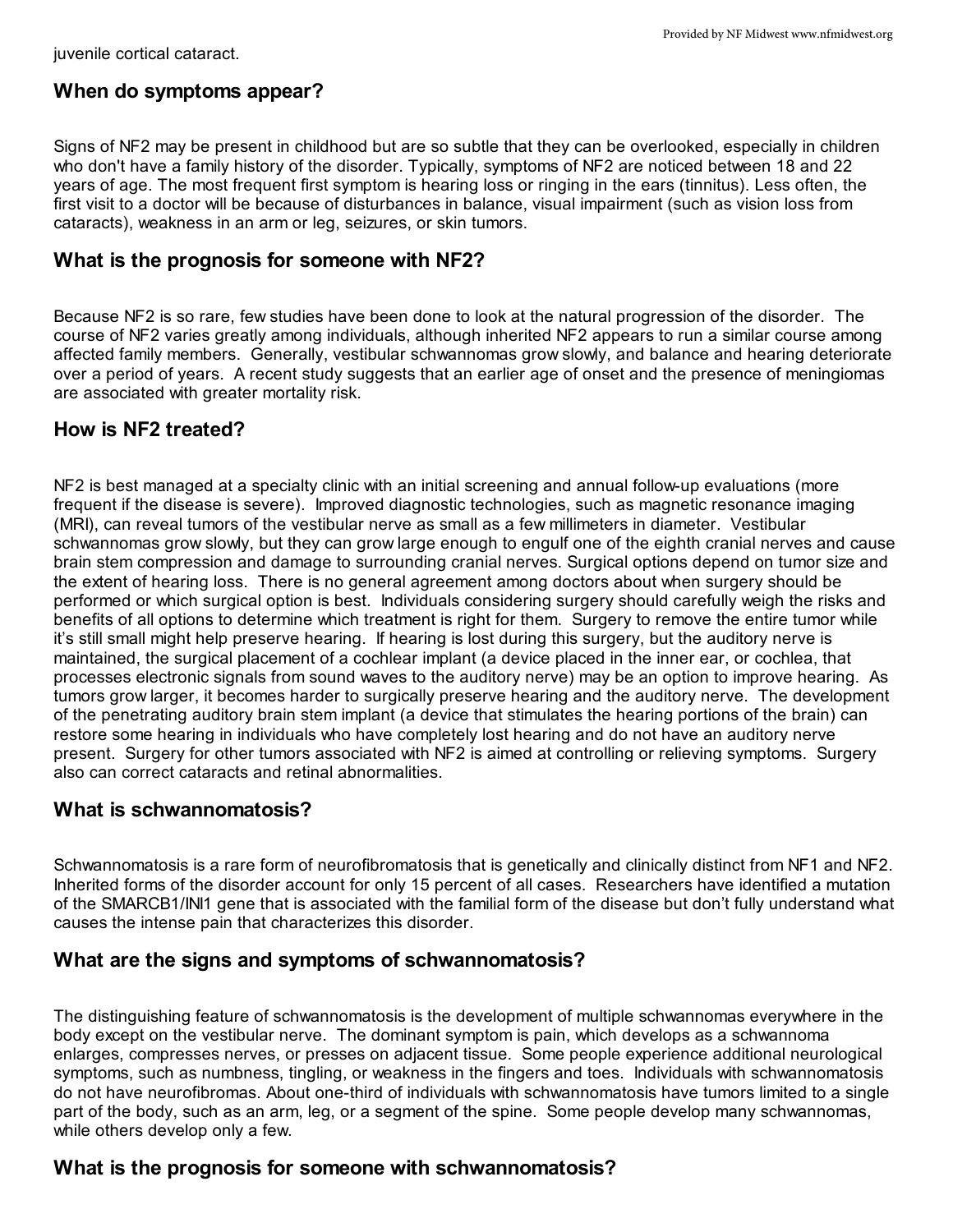juvenile cortical cataract.

## When do symptoms appear?

Signs of NF2 may be present in childhood but are so subtle that they can be overlooked, especially in children who don't have a family history of the disorder. Typically, symptoms of NF2 are noticed between 18 and 22 years of age. The most frequent first symptom is hearing loss or ringing in the ears (tinnitus). Less often, the first visit to a doctor will be because of disturbances in balance, visual impairment (such as vision loss from cataracts), weakness in an arm or leg, seizures, or skin tumors.

## What is the prognosis for someone with NF2?

Because NF2 is so rare, few studies have been done to look at the natural progression of the disorder. The course of NF2 varies greatly among individuals, although inherited NF2 appears to run a similar course among affected family members. Generally, vestibular schwannomas grow slowly, and balance and hearing deteriorate over a period of years. A recent study suggests that an earlier age of onset and the presence of meningiomas are associated with greater mortality risk.

## How is NF2 treated?

NF2 is best managed at a specialty clinic with an initial screening and annual follow-up evaluations (more frequent if the disease is severe). Improved diagnostic technologies, such as magnetic resonance imaging (MRI), can reveal tumors of the vestibular nerve as small as a few millimeters in diameter. Vestibular schwannomas grow slowly, but they can grow large enough to engulf one of the eighth cranial nerves and cause brain stem compression and damage to surrounding cranial nerves. Surgical options depend on tumor size and the extent of hearing loss. There is no general agreement among doctors about when surgery should be performed or which surgical option is best. Individuals considering surgery should carefully weigh the risks and benefits of all options to determine which treatment is right for them. Surgery to remove the entire tumor while it's still small might help preserve hearing. If hearing is lost during this surgery, but the auditory nerve is maintained, the surgical placement of a cochlear implant (a device placed in the inner ear, or cochlea, that processes electronic signals from sound waves to the auditory nerve) may be an option to improve hearing. As tumors grow larger, it becomes harder to surgically preserve hearing and the auditory nerve. The development of the penetrating auditory brain stem implant (a device that stimulates the hearing portions of the brain) can restore some hearing in individuals who have completely lost hearing and do not have an auditory nerve present. Surgery for other tumors associated with NF2 is aimed at controlling or relieving symptoms. Surgery also can correct cataracts and retinal abnormalities.

## What is schwannomatosis?

Schwannomatosis is a rare form of neurofibromatosis that is genetically and clinically distinct from NF1 and NF2. Inherited forms of the disorder account for only 15 percent of all cases. Researchers have identified a mutation of the SMARCB1/INI1 gene that is associated with the familial form of the disease but don't fully understand what causes the intense pain that characterizes this disorder.

## What are the signs and symptoms of schwannomatosis?

The distinguishing feature of schwannomatosis is the development of multiple schwannomas everywhere in the body except on the vestibular nerve. The dominant symptom is pain, which develops as a schwannoma enlarges, compresses nerves, or presses on adjacent tissue. Some people experience additional neurological symptoms, such as numbness, tingling, or weakness in the fingers and toes. Individuals with schwannomatosis do not have neurofibromas. About one-third of individuals with schwannomatosis have tumors limited to a single part of the body, such as an arm, leg, or a segment of the spine. Some people develop many schwannomas, while others develop only a few.

## What is the prognosis for someone with schwannomatosis?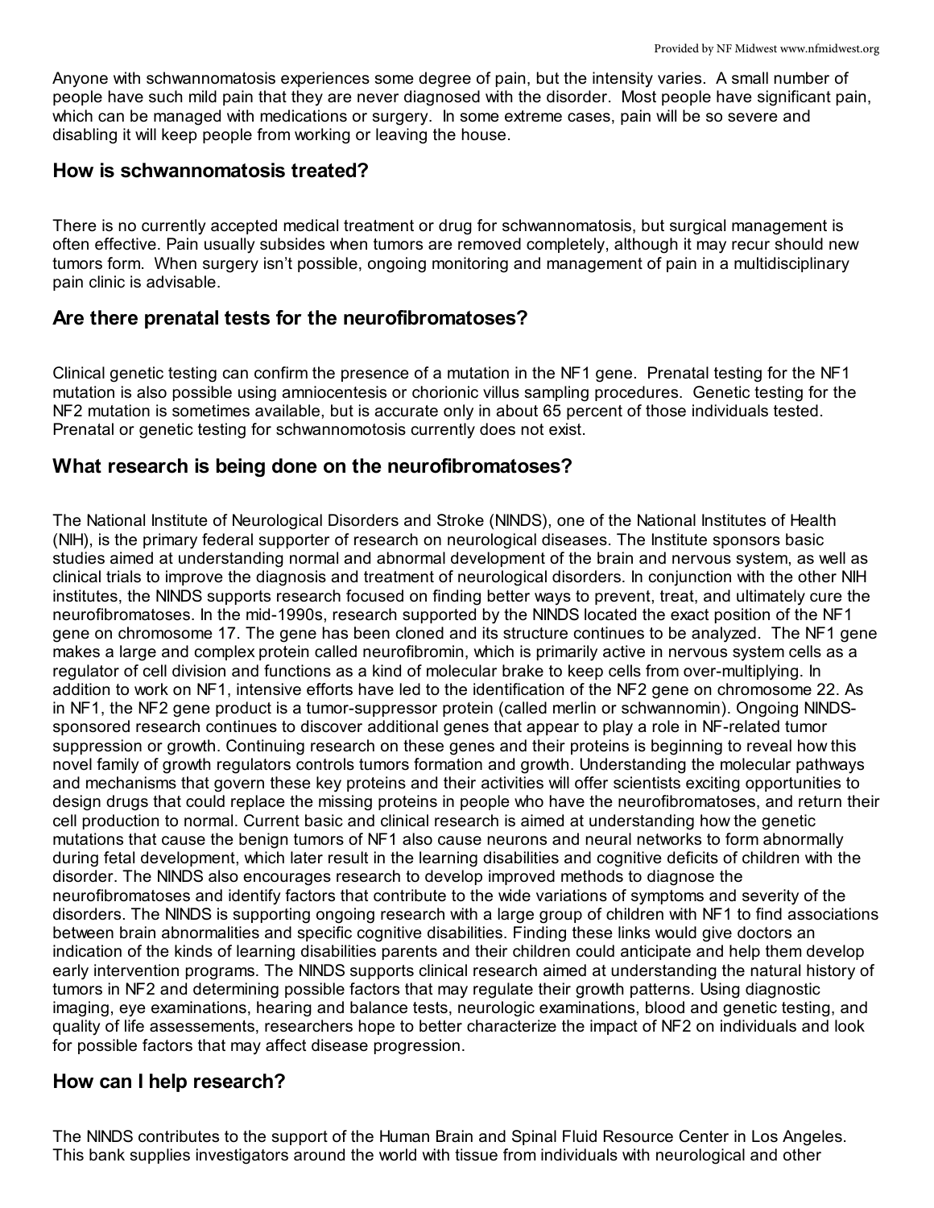Anyone with schwannomatosis experiences some degree of pain, but the intensity varies. A small number of people have such mild pain that they are never diagnosed with the disorder. Most people have significant pain, which can be managed with medications or surgery. In some extreme cases, pain will be so severe and disabling it will keep people from working or leaving the house.

## How is schwannomatosis treated?

There is no currently accepted medical treatment or drug for schwannomatosis, but surgical management is often effective. Pain usually subsides when tumors are removed completely, although it may recur should new tumors form. When surgery isn't possible, ongoing monitoring and management of pain in a multidisciplinary pain clinic is advisable.

## Are there prenatal tests for the neurofibromatoses?

Clinical genetic testing can confirm the presence of a mutation in the NF1 gene. Prenatal testing for the NF1 mutation is also possible using amniocentesis or chorionic villus sampling procedures. Genetic testing for the NF2 mutation is sometimes available, but is accurate only in about 65 percent of those individuals tested. Prenatal or genetic testing for schwannomotosis currently does not exist.

## What research is being done on the neurofibromatoses?

The National Institute of Neurological Disorders and Stroke (NINDS), one of the National Institutes of Health (NIH), is the primary federal supporter of research on neurological diseases. The Institute sponsors basic studies aimed at understanding normal and abnormal development of the brain and nervous system, as well as clinical trials to improve the diagnosis and treatment of neurological disorders. In conjunction with the other NIH institutes, the NINDS supports research focused on finding better ways to prevent, treat, and ultimately cure the neurofibromatoses. In the mid-1990s, research supported by the NINDS located the exact position of the NF1 gene on chromosome 17. The gene has been cloned and its structure continues to be analyzed. The NF1 gene makes a large and complex protein called neurofibromin, which is primarily active in nervous system cells as a regulator of cell division and functions as a kind of molecular brake to keep cells from over-multiplying. In addition to work on NF1, intensive efforts have led to the identification of the NF2 gene on chromosome 22. As in NF1, the NF2 gene product is a tumor-suppressor protein (called merlin or schwannomin). Ongoing NINDS-sponsored research continues to discover additional genes that appear to play a role in NF-related tumor suppression or growth. Continuing research on these genes and their proteins is beginning to reveal how this novel family of growth regulators controls tumors formation and growth. Understanding the molecular pathways and mechanisms that govern these key proteins and their activities will offer scientists exciting opportunities to design drugs that could replace the missing proteins in people who have the neurofibromatoses, and return their cell production to normal. Current basic and clinical research is aimed at understanding how the genetic mutations that cause the benign tumors of NF1 also cause neurons and neural networks to form abnormally during fetal development, which later result in the learning disabilities and cognitive deficits of children with the disorder. The NINDS also encourages research to develop improved methods to diagnose the neurofibromatoses and identify factors that contribute to the wide variations of symptoms and severity of the disorders. The NINDS is supporting ongoing research with a large group of children with NF1 to find associations between brain abnormalities and specific cognitive disabilities. Finding these links would give doctors an indication of the kinds of learning disabilities parents and their children could anticipate and help them develop early intervention programs. The NINDS supports clinical research aimed at understanding the natural history of tumors in NF2 and determining possible factors that may regulate their growth patterns. Using diagnostic imaging, eye examinations, hearing and balance tests, neurologic examinations, blood and genetic testing, and quality of life assessements, researchers hope to better characterize the impact of NF2 on individuals and look for possible factors that may affect disease progression.

## How can I help research?

The NINDS contributes to the support of the Human Brain and Spinal Fluid Resource Center in Los Angeles. This bank supplies investigators around the world with tissue from individuals with neurological and other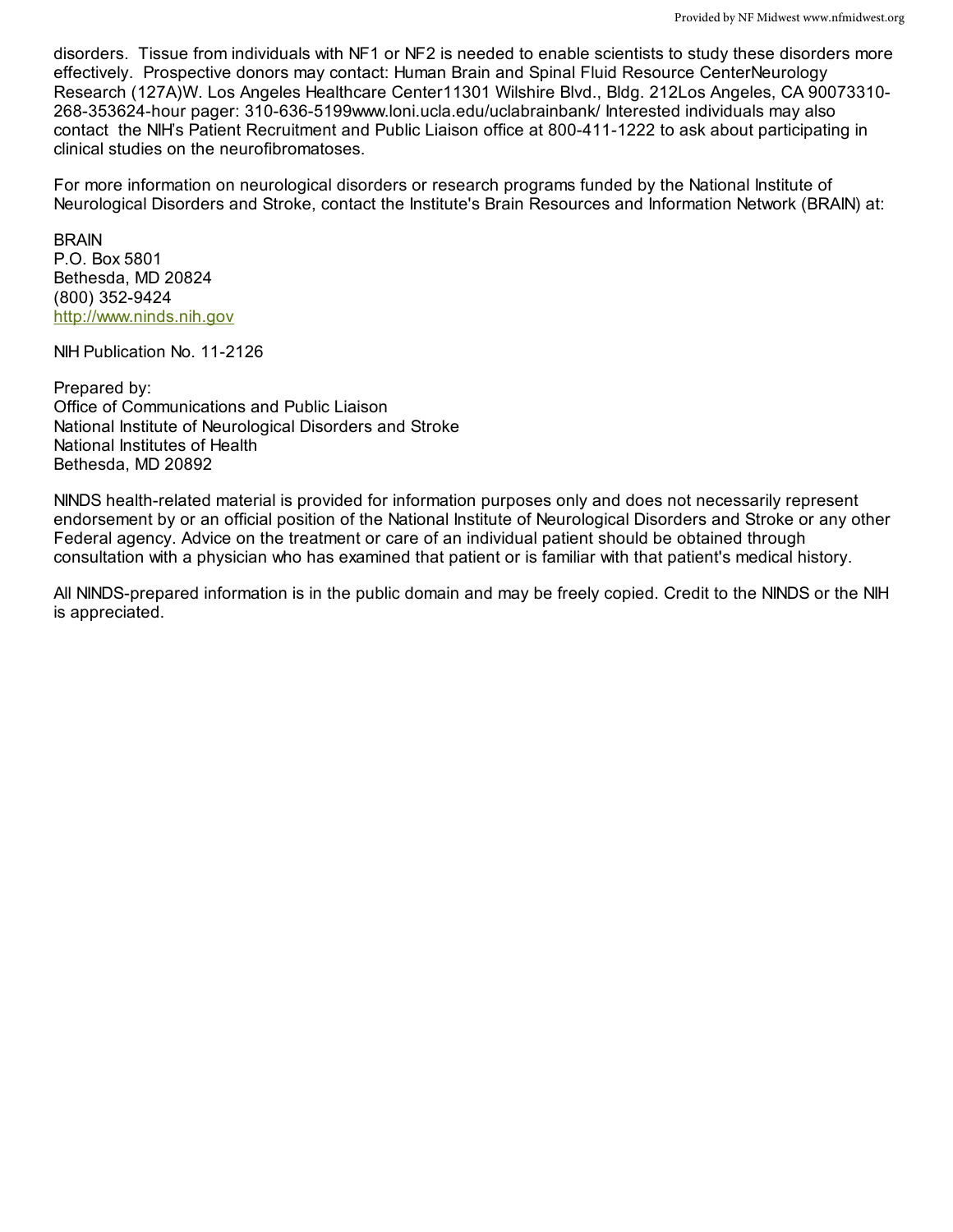disorders. Tissue from individuals with NF1 or NF2 is needed to enable scientists to study these disorders more effectively. Prospective donors may contact: Human Brain and Spinal Fluid Resource CenterNeurology Research (127A)W. Los Angeles Healthcare Center11301 Wilshire Blvd., Bldg. 212Los Angeles, CA 90073310-268-353624-hour pager: 310-636-5199www.loni.ucla.edu/uclabrainbank/ Interested individuals may also contact the NIH's Patient Recruitment and Public Liaison office at 800-411-1222 to ask about participating in clinical studies on the neurofibromatoses.

For more information on neurological disorders or research programs funded by the National Institute of Neurological Disorders and Stroke, contact the Institute's Brain Resources and Information Network (BRAIN) at:

BRAIN
P.O. Box 5801
Bethesda, MD 20824
(800) 352-9424
http://www.ninds.nih.gov

NIH Publication No. 11-2126

Prepared by:
Office of Communications and Public Liaison
National Institute of Neurological Disorders and Stroke
National Institutes of Health
Bethesda, MD 20892

NINDS health-related material is provided for information purposes only and does not necessarily represent endorsement by or an official position of the National Institute of Neurological Disorders and Stroke or any other Federal agency. Advice on the treatment or care of an individual patient should be obtained through consultation with a physician who has examined that patient or is familiar with that patient's medical history.

All NINDS-prepared information is in the public domain and may be freely copied. Credit to the NINDS or the NIH is appreciated.